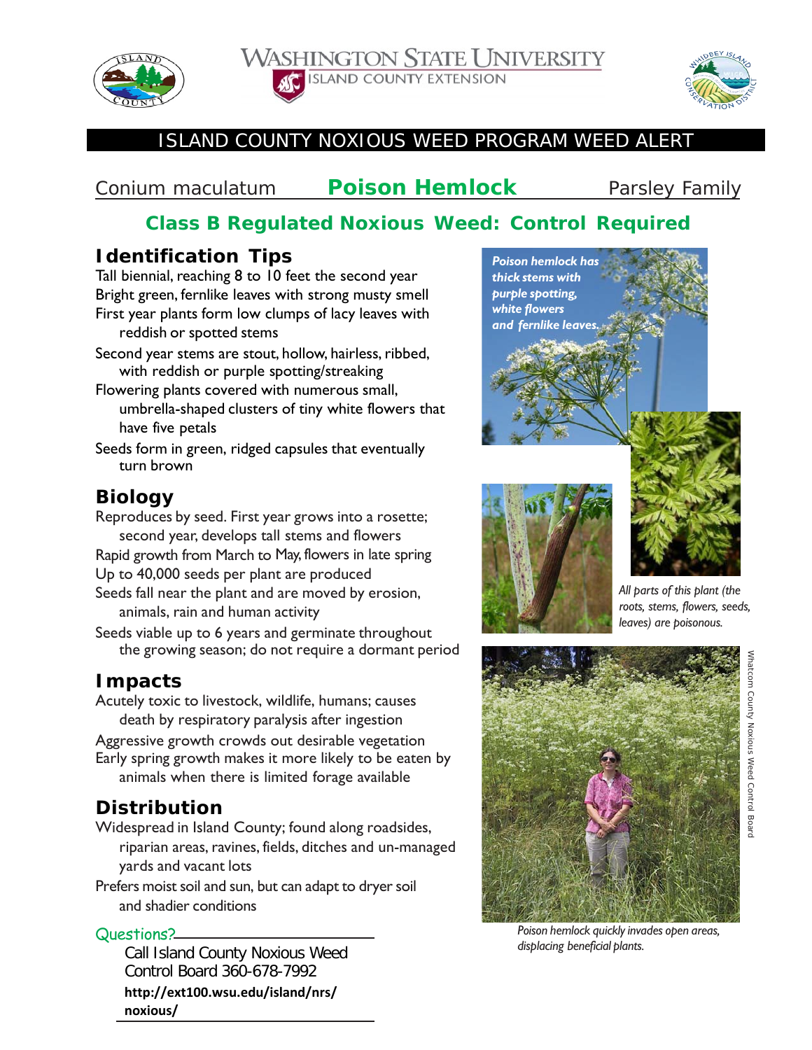WASHINGTON STATE UNIVERSITY
ISLAND COUNTY EXTENSION

# ISLAND COUNTY NOXIOUS WEED PROGRAM WEED ALERT

Conium maculatum **Poison Hemlock** Parsley Family

## Class B Regulated Noxious Weed: Control Required

## Identification Tips

- Tall biennial, reaching 8 to 10 feet the second year
- Bright green, fernlike leaves with strong musty smell
- First year plants form low clumps of lacy leaves with reddish or spotted stems
- Second year stems are stout, hollow, hairless, ribbed, with reddish or purple spotting/streaking
- Flowering plants covered with numerous small, umbrella-shaped clusters of tiny white flowers that have five petals
- Seeds form in green, ridged capsules that eventually turn brown

## Biology

- Reproduces by seed. First year grows into a rosette; second year, develops tall stems and flowers
- Rapid growth from March to May, flowers in late spring
- Up to 40,000 seeds per plant are produced
- Seeds fall near the plant and are moved by erosion, animals, rain and human activity
- Seeds viable up to 6 years and germinate throughout the growing season; do not require a dormant period

## Impacts

- Acutely toxic to livestock, wildlife, humans; causes death by respiratory paralysis after ingestion
- Aggressive growth crowds out desirable vegetation
- Early spring growth makes it more likely to be eaten by animals when there is limited forage available

## Distribution

- Widespread in Island County; found along roadsides, riparian areas, ravines, fields, ditches and un-managed yards and vacant lots
- Prefers moist soil and sun, but can adapt to dryer soil and shadier conditions

Questions?

Call Island County Noxious Weed Control Board 360-678-7992

**http://ext100.wsu.edu/island/nrs/noxious/**

*Poison hemlock has thick stems with purple spotting, white flowers and fernlike leaves.*

*All parts of this plant (the roots, stems, flowers, seeds, leaves) are poisonous.*

*Poison hemlock quickly invades open areas, displacing beneficial plants.*

Whatcom County Noxious Weed Control Board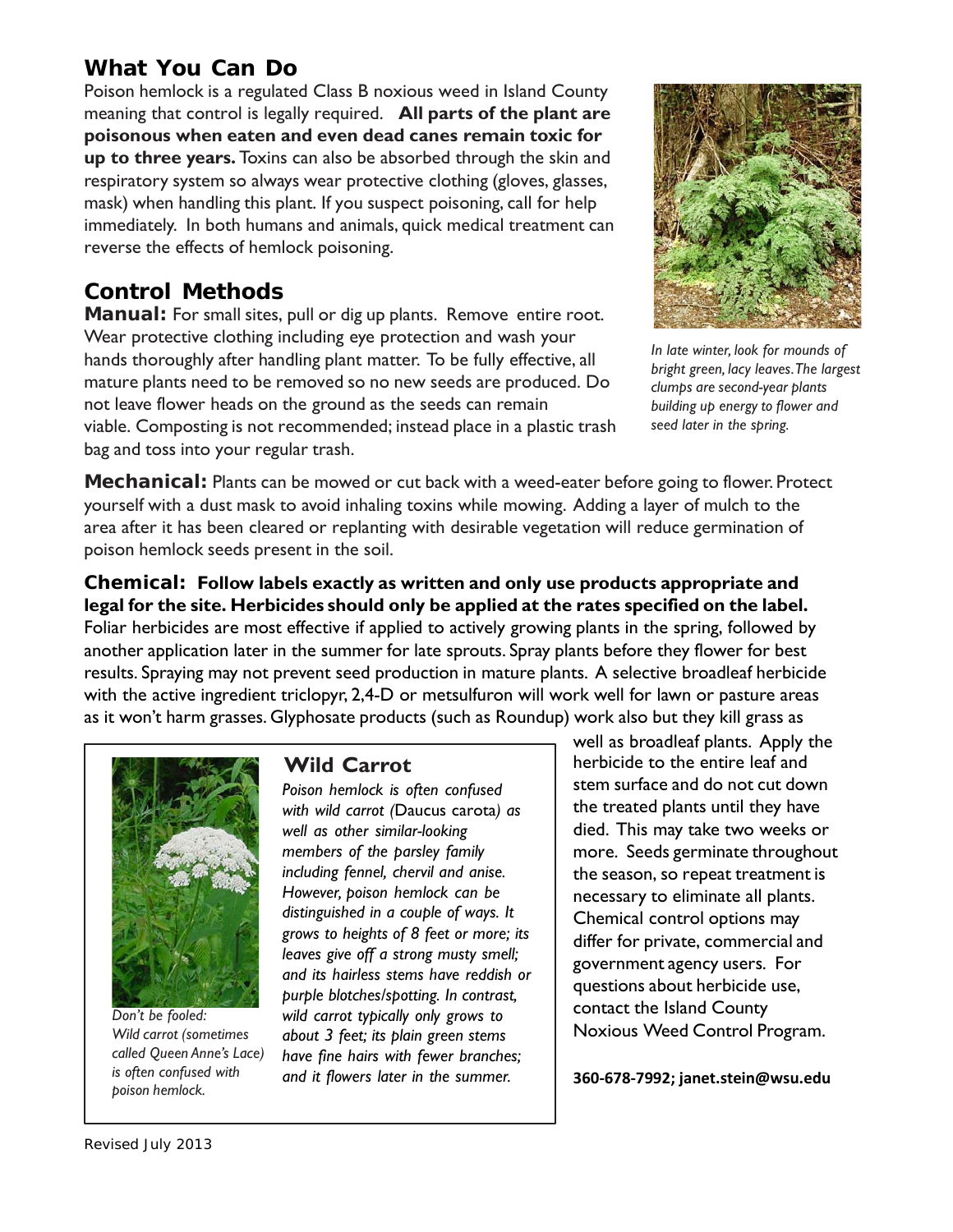## What You Can Do

Poison hemlock is a regulated Class B noxious weed in Island County meaning that control is legally required. **All parts of the plant are poisonous when eaten and even dead canes remain toxic for up to three years.** Toxins can also be absorbed through the skin and respiratory system so always wear protective clothing (gloves, glasses, mask) when handling this plant. If you suspect poisoning, call for help immediately. In both humans and animals, quick medical treatment can reverse the effects of hemlock poisoning.

*In late winter, look for mounds of bright green, lacy leaves. The largest clumps are second-year plants building up energy to flower and seed later in the spring.*

## Control Methods

**Manual:** For small sites, pull or dig up plants. Remove entire root. Wear protective clothing including eye protection and wash your hands thoroughly after handling plant matter. To be fully effective, all mature plants need to be removed so no new seeds are produced. Do not leave flower heads on the ground as the seeds can remain viable. Composting is not recommended; instead place in a plastic trash bag and toss into your regular trash.

**Mechanical:** Plants can be mowed or cut back with a weed-eater before going to flower. Protect yourself with a dust mask to avoid inhaling toxins while mowing. Adding a layer of mulch to the area after it has been cleared or replanting with desirable vegetation will reduce germination of poison hemlock seeds present in the soil.

**Chemical: Follow labels exactly as written and only use products appropriate and legal for the site. Herbicides should only be applied at the rates specified on the label.** Foliar herbicides are most effective if applied to actively growing plants in the spring, followed by another application later in the summer for late sprouts. Spray plants before they flower for best results. Spraying may not prevent seed production in mature plants. A selective broadleaf herbicide with the active ingredient triclopyr, 2,4-D or metsulfuron will work well for lawn or pasture areas as it won't harm grasses. Glyphosate products (such as Roundup) work also but they kill grass as well as broadleaf plants. Apply the herbicide to the entire leaf and stem surface and do not cut down the treated plants until they have died. This may take two weeks or more. Seeds germinate throughout the season, so repeat treatment is necessary to eliminate all plants. Chemical control options may differ for private, commercial and government agency users. For questions about herbicide use, contact the Island County Noxious Weed Control Program.

**360-678-7992; janet.stein@wsu.edu**

### Wild Carrot

*Poison hemlock is often confused with wild carrot (*Daucus carota*) as well as other similar-looking members of the parsley family including fennel, chervil and anise. However, poison hemlock can be distinguished in a couple of ways. It grows to heights of 8 feet or more; its leaves give off a strong musty smell; and its hairless stems have reddish or purple blotches/spotting. In contrast, wild carrot typically only grows to about 3 feet; its plain green stems have fine hairs with fewer branches; and it flowers later in the summer.*

*Don't be fooled: Wild carrot (sometimes called Queen Anne's Lace) is often confused with poison hemlock.*

Revised July 2013